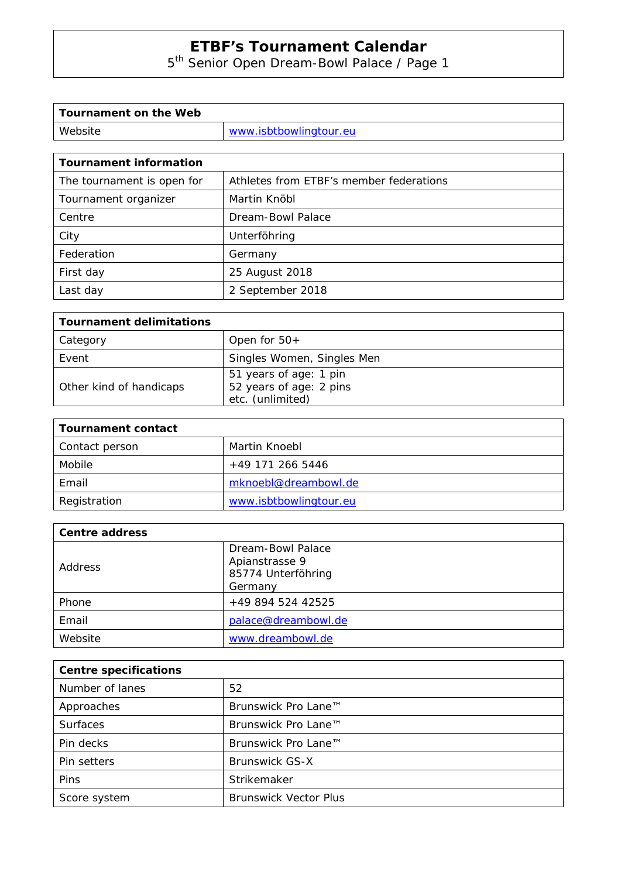# ETBF's Tournament Calendar

5th Senior Open Dream-Bowl Palace / Page 1

| Tournament on the Web | |
|---|---|
| Website | www.isbtbowlingtour.eu |

| Tournament information | |
|---|---|
| The tournament is open for | Athletes from ETBF's member federations |
| Tournament organizer | Martin Knöbl |
| Centre | Dream-Bowl Palace |
| City | Unterföhring |
| Federation | Germany |
| First day | 25 August 2018 |
| Last day | 2 September 2018 |

| Tournament delimitations | |
|---|---|
| Category | Open for 50+ |
| Event | Singles Women, Singles Men |
| Other kind of handicaps | 51 years of age: 1 pin<br>52 years of age: 2 pins<br>etc. (unlimited) |

| Tournament contact | |
|---|---|
| Contact person | Martin Knoebl |
| Mobile | +49 171 266 5446 |
| Email | mknoebl@dreambowl.de |
| Registration | www.isbtbowlingtour.eu |

| Centre address | |
|---|---|
| Address | Dream-Bowl Palace<br>Apianstrasse 9<br>85774 Unterföhring<br>Germany |
| Phone | +49 894 524 42525 |
| Email | palace@dreambowl.de |
| Website | www.dreambowl.de |

| Centre specifications | |
|---|---|
| Number of lanes | 52 |
| Approaches | Brunswick Pro Lane™ |
| Surfaces | Brunswick Pro Lane™ |
| Pin decks | Brunswick Pro Lane™ |
| Pin setters | Brunswick GS-X |
| Pins | Strikemaker |
| Score system | Brunswick Vector Plus |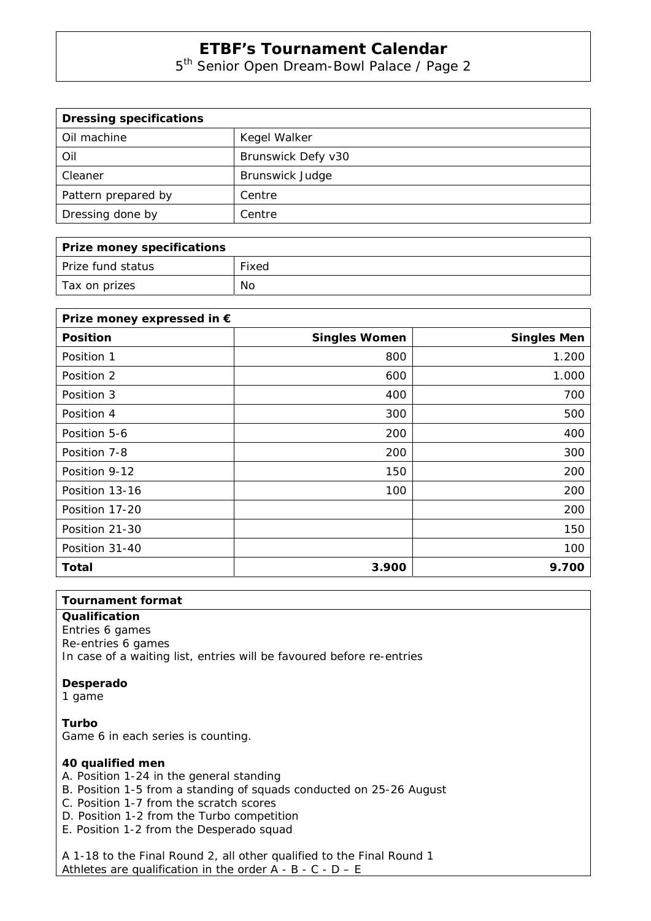# ETBF's Tournament Calendar

5th Senior Open Dream-Bowl Palace / Page 2

| Dressing specifications | |
|---|---|
| Oil machine | Kegel Walker |
| Oil | Brunswick Defy v30 |
| Cleaner | Brunswick Judge |
| Pattern prepared by | Centre |
| Dressing done by | Centre |

| Prize money specifications | |
|---|---|
| Prize fund status | Fixed |
| Tax on prizes | No |

| Prize money expressed in € | | |
|---|---|---|
| **Position** | **Singles Women** | **Singles Men** |
| Position 1 | 800 | 1.200 |
| Position 2 | 600 | 1.000 |
| Position 3 | 400 | 700 |
| Position 4 | 300 | 500 |
| Position 5-6 | 200 | 400 |
| Position 7-8 | 200 | 300 |
| Position 9-12 | 150 | 200 |
| Position 13-16 | 100 | 200 |
| Position 17-20 | | 200 |
| Position 21-30 | | 150 |
| Position 31-40 | | 100 |
| **Total** | **3.900** | **9.700** |

## Tournament format

**Qualification**
Entries 6 games
Re-entries 6 games
In case of a waiting list, entries will be favoured before re-entries

**Desperado**
1 game

**Turbo**
Game 6 in each series is counting.

**40 qualified men**
A. Position 1-24 in the general standing
B. Position 1-5 from a standing of squads conducted on 25-26 August
C. Position 1-7 from the scratch scores
D. Position 1-2 from the Turbo competition
E. Position 1-2 from the Desperado squad

A 1-18 to the Final Round 2, all other qualified to the Final Round 1
Athletes are qualification in the order A - B - C - D – E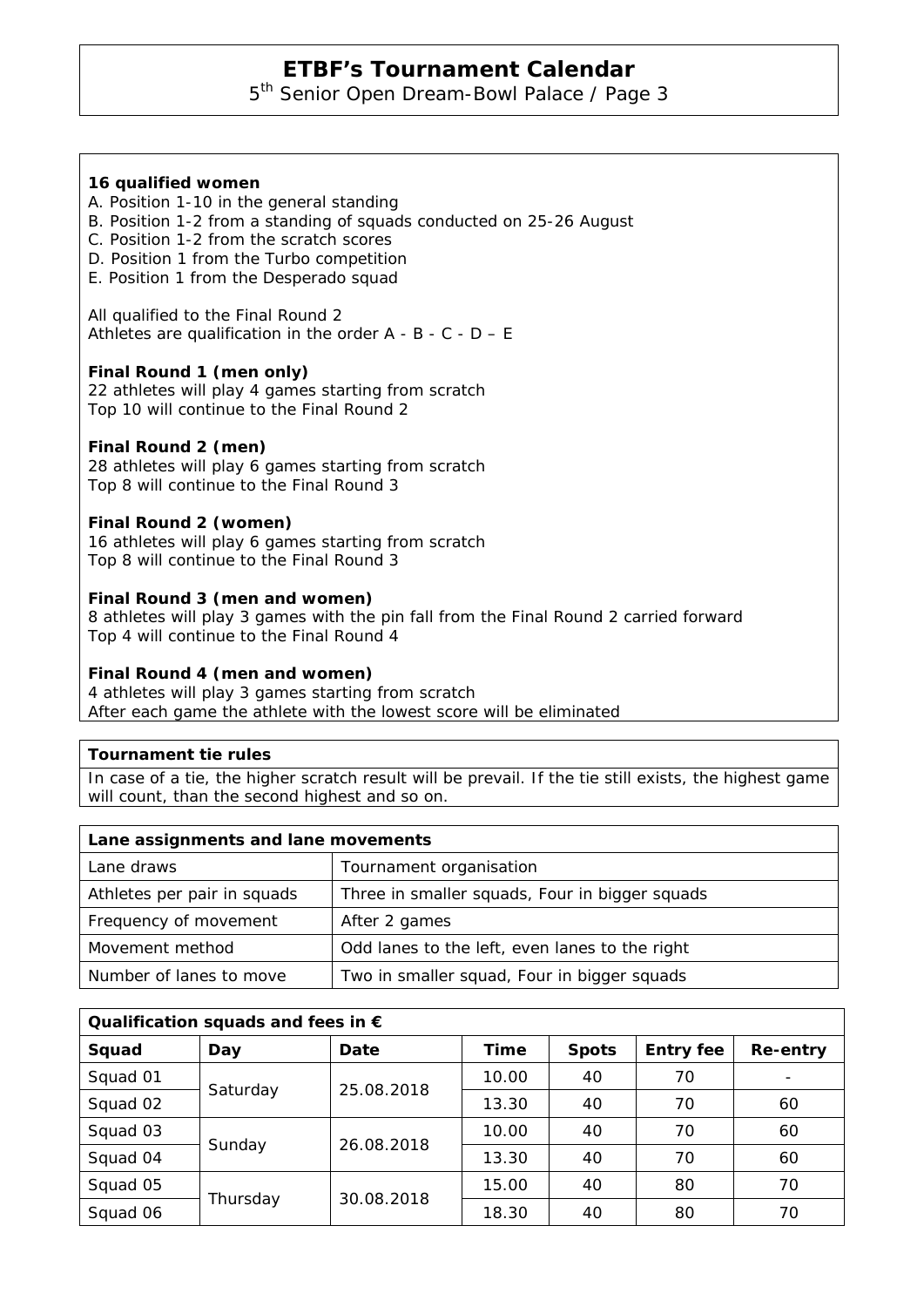**16 qualified women**

A. Position 1-10 in the general standing
B. Position 1-2 from a standing of squads conducted on 25-26 August
C. Position 1-2 from the scratch scores
D. Position 1 from the Turbo competition
E. Position 1 from the Desperado squad

All qualified to the Final Round 2
Athletes are qualification in the order A - B - C - D – E

**Final Round 1 (men only)**
22 athletes will play 4 games starting from scratch
Top 10 will continue to the Final Round 2

**Final Round 2 (men)**
28 athletes will play 6 games starting from scratch
Top 8 will continue to the Final Round 3

**Final Round 2 (women)**
16 athletes will play 6 games starting from scratch
Top 8 will continue to the Final Round 3

**Final Round 3 (men and women)**
8 athletes will play 3 games with the pin fall from the Final Round 2 carried forward
Top 4 will continue to the Final Round 4

**Final Round 4 (men and women)**
4 athletes will play 3 games starting from scratch
After each game the athlete with the lowest score will be eliminated

**Tournament tie rules**

In case of a tie, the higher scratch result will be prevail. If the tie still exists, the highest game will count, than the second highest and so on.

| **Lane assignments and lane movements** | |
|---|---|
| Lane draws | Tournament organisation |
| Athletes per pair in squads | Three in smaller squads, Four in bigger squads |
| Frequency of movement | After 2 games |
| Movement method | Odd lanes to the left, even lanes to the right |
| Number of lanes to move | Two in smaller squad, Four in bigger squads |

**Qualification squads and fees in €**

| Squad | Day | Date | Time | Spots | Entry fee | Re-entry |
|---|---|---|---|---|---|---|
| Squad 01 | Saturday | 25.08.2018 | 10.00 | 40 | 70 | - |
| Squad 02 | | | 13.30 | 40 | 70 | 60 |
| Squad 03 | Sunday | 26.08.2018 | 10.00 | 40 | 70 | 60 |
| Squad 04 | | | 13.30 | 40 | 70 | 60 |
| Squad 05 | Thursday | 30.08.2018 | 15.00 | 40 | 80 | 70 |
| Squad 06 | | | 18.30 | 40 | 80 | 70 |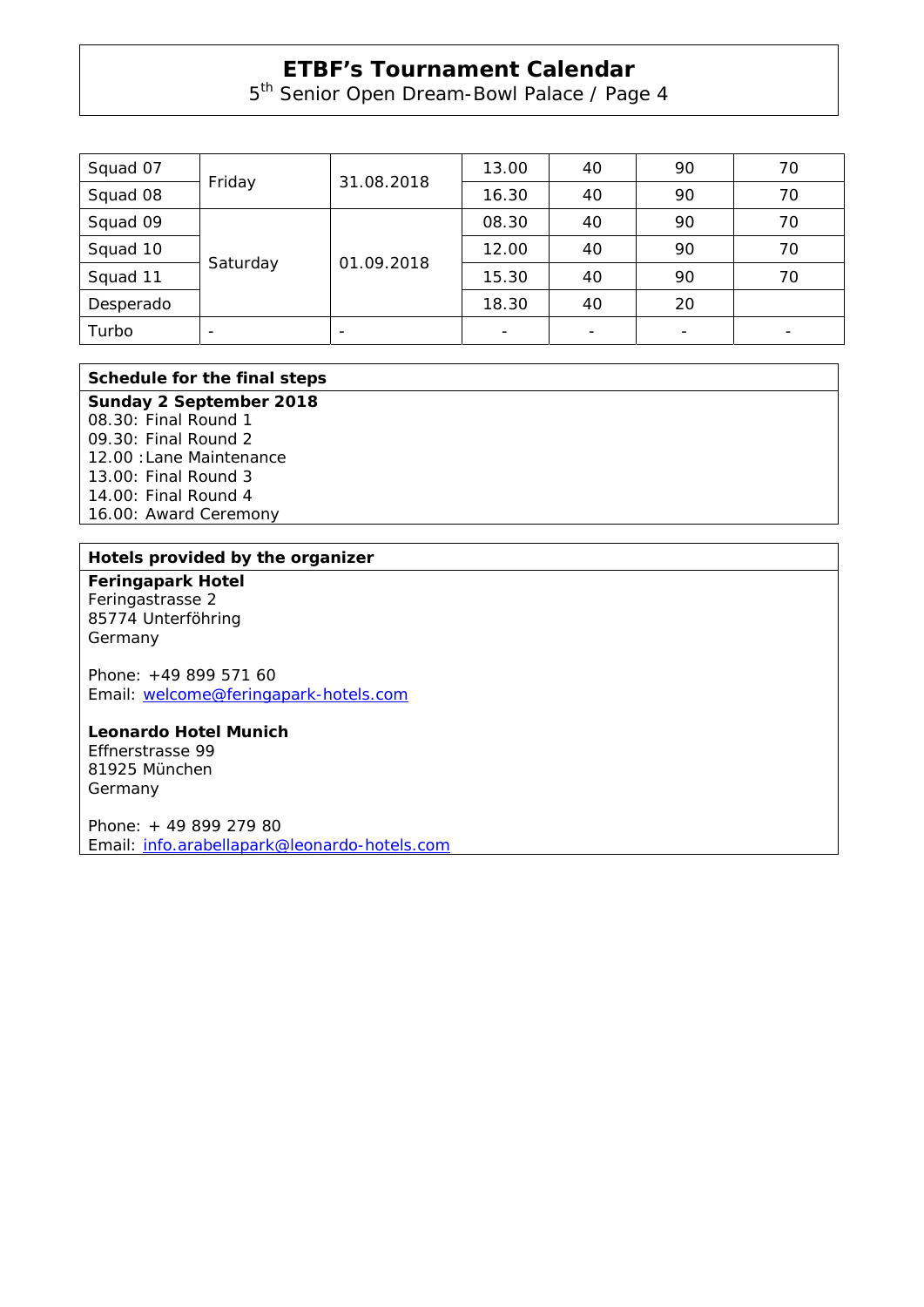| | | | | | | |
|---|---|---|---|---|---|---|
| Squad 07 | Friday | 31.08.2018 | 13.00 | 40 | 90 | 70 |
| Squad 08 | | | 16.30 | 40 | 90 | 70 |
| Squad 09 | Saturday | 01.09.2018 | 08.30 | 40 | 90 | 70 |
| Squad 10 | | | 12.00 | 40 | 90 | 70 |
| Squad 11 | | | 15.30 | 40 | 90 | 70 |
| Desperado | | | 18.30 | 40 | 20 | |
| Turbo | - | - | - | - | - | - |

**Schedule for the final steps**

**Sunday 2 September 2018**
08.30: Final Round 1
09.30: Final Round 2
12.00 :Lane Maintenance
13.00: Final Round 3
14.00: Final Round 4
16.00: Award Ceremony

**Hotels provided by the organizer**

**Feringapark Hotel**
Feringastrasse 2
85774 Unterföhring
Germany

Phone: +49 899 571 60
Email: welcome@feringapark-hotels.com

**Leonardo Hotel Munich**
Effnerstrasse 99
81925 München
Germany

Phone: + 49 899 279 80
Email: info.arabellapark@leonardo-hotels.com